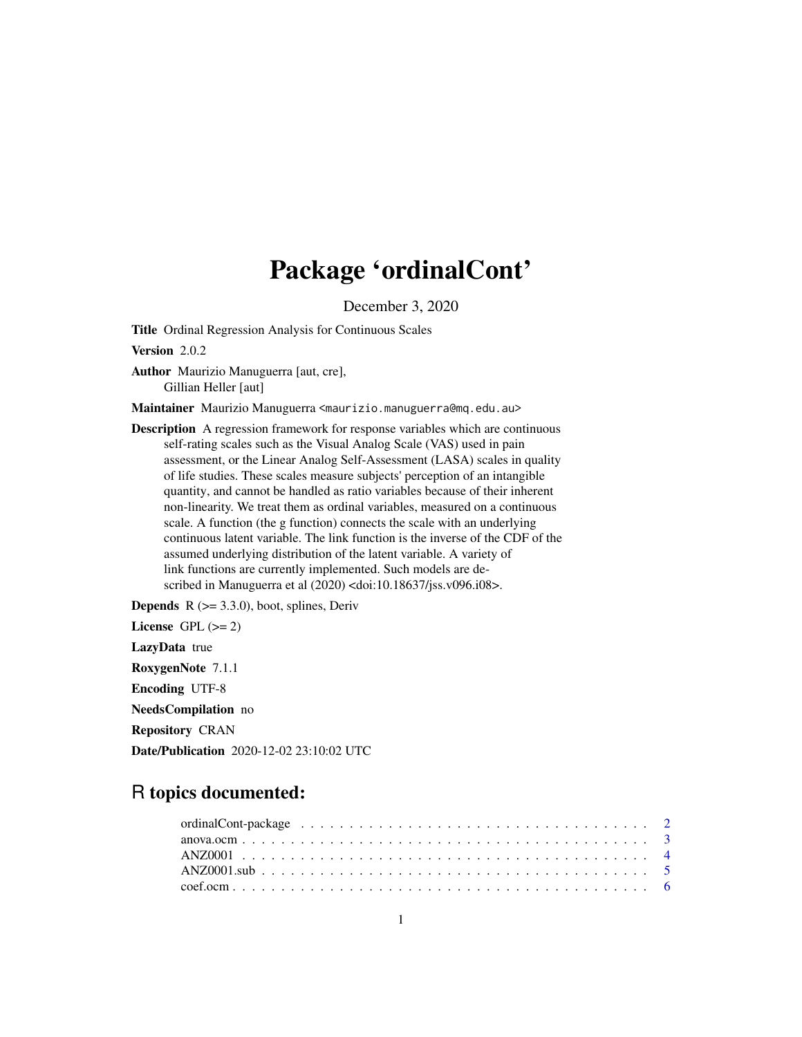# Package 'ordinalCont'

December 3, 2020

**Title** Ordinal Regression Analysis for Continuous Scales

**Version** 2.0.2

**Author** Maurizio Manuguerra [aut, cre],
Gillian Heller [aut]

**Maintainer** Maurizio Manuguerra <maurizio.manuguerra@mq.edu.au>

**Description** A regression framework for response variables which are continuous self-rating scales such as the Visual Analog Scale (VAS) used in pain assessment, or the Linear Analog Self-Assessment (LASA) scales in quality of life studies. These scales measure subjects' perception of an intangible quantity, and cannot be handled as ratio variables because of their inherent non-linearity. We treat them as ordinal variables, measured on a continuous scale. A function (the g function) connects the scale with an underlying continuous latent variable. The link function is the inverse of the CDF of the assumed underlying distribution of the latent variable. A variety of link functions are currently implemented. Such models are described in Manuguerra et al (2020) <doi:10.18637/jss.v096.i08>.

**Depends** R (>= 3.3.0), boot, splines, Deriv

**License** GPL (>= 2)

**LazyData** true

**RoxygenNote** 7.1.1

**Encoding** UTF-8

**NeedsCompilation** no

**Repository** CRAN

**Date/Publication** 2020-12-02 23:10:02 UTC

## R topics documented:

- ordinalCont-package . . . . . . . . . . . . . . . . . . . . . . . . . . . . . . . . . . . . 2
- anova.ocm . . . . . . . . . . . . . . . . . . . . . . . . . . . . . . . . . . . . . . . . . . 3
- ANZ0001 . . . . . . . . . . . . . . . . . . . . . . . . . . . . . . . . . . . . . . . . . . . 4
- ANZ0001.sub . . . . . . . . . . . . . . . . . . . . . . . . . . . . . . . . . . . . . . . . 5
- coef.ocm . . . . . . . . . . . . . . . . . . . . . . . . . . . . . . . . . . . . . . . . . . . 6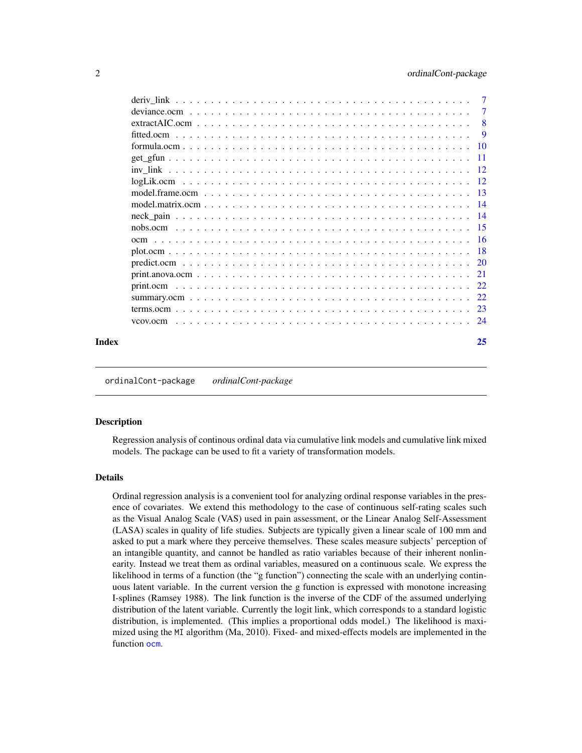| | |
|---|---|
| deriv_link | 7 |
| deviance.ocm | 7 |
| extractAIC.ocm | 8 |
| fitted.ocm | 9 |
| formula.ocm | 10 |
| get_gfun | 11 |
| inv_link | 12 |
| logLik.ocm | 12 |
| model.frame.ocm | 13 |
| model.matrix.ocm | 14 |
| neck_pain | 14 |
| nobs.ocm | 15 |
| ocm | 16 |
| plot.ocm | 18 |
| predict.ocm | 20 |
| print.anova.ocm | 21 |
| print.ocm | 22 |
| summary.ocm | 22 |
| terms.ocm | 23 |
| vcov.ocm | 24 |

**Index** 25

---

## ordinalCont-package *ordinalCont-package*

---

### Description

Regression analysis of continous ordinal data via cumulative link models and cumulative link mixed models. The package can be used to fit a variety of transformation models.

### Details

Ordinal regression analysis is a convenient tool for analyzing ordinal response variables in the presence of covariates. We extend this methodology to the case of continuous self-rating scales such as the Visual Analog Scale (VAS) used in pain assessment, or the Linear Analog Self-Assessment (LASA) scales in quality of life studies. Subjects are typically given a linear scale of 100 mm and asked to put a mark where they perceive themselves. These scales measure subjects' perception of an intangible quantity, and cannot be handled as ratio variables because of their inherent nonlinearity. Instead we treat them as ordinal variables, measured on a continuous scale. We express the likelihood in terms of a function (the "g function") connecting the scale with an underlying continuous latent variable. In the current version the g function is expressed with monotone increasing I-splines (Ramsey 1988). The link function is the inverse of the CDF of the assumed underlying distribution of the latent variable. Currently the logit link, which corresponds to a standard logistic distribution, is implemented. (This implies a proportional odds model.) The likelihood is maximized using the `MI` algorithm (Ma, 2010). Fixed- and mixed-effects models are implemented in the function `ocm`.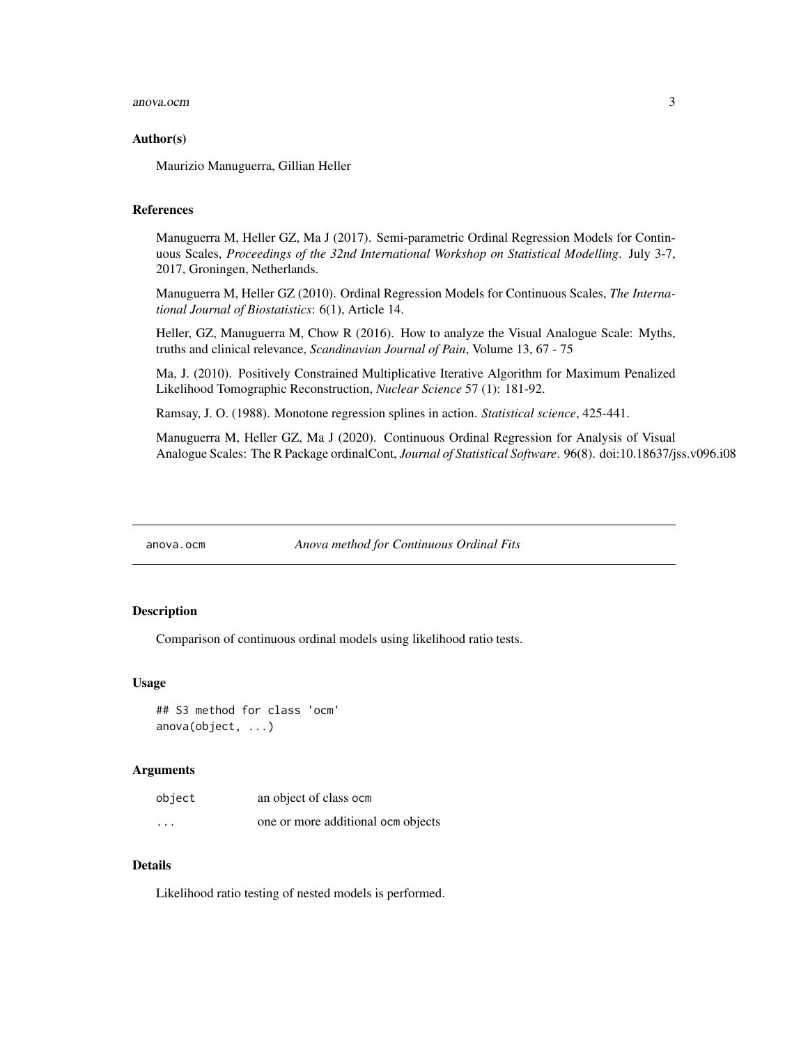### Author(s)

Maurizio Manuguerra, Gillian Heller

### References

Manuguerra M, Heller GZ, Ma J (2017). Semi-parametric Ordinal Regression Models for Continuous Scales, *Proceedings of the 32nd International Workshop on Statistical Modelling*. July 3-7, 2017, Groningen, Netherlands.

Manuguerra M, Heller GZ (2010). Ordinal Regression Models for Continuous Scales, *The International Journal of Biostatistics*: 6(1), Article 14.

Heller, GZ, Manuguerra M, Chow R (2016). How to analyze the Visual Analogue Scale: Myths, truths and clinical relevance, *Scandinavian Journal of Pain*, Volume 13, 67 - 75

Ma, J. (2010). Positively Constrained Multiplicative Iterative Algorithm for Maximum Penalized Likelihood Tomographic Reconstruction, *Nuclear Science* 57 (1): 181-92.

Ramsay, J. O. (1988). Monotone regression splines in action. *Statistical science*, 425-441.

Manuguerra M, Heller GZ, Ma J (2020). Continuous Ordinal Regression for Analysis of Visual Analogue Scales: The R Package ordinalCont, *Journal of Statistical Software*. 96(8). doi:10.18637/jss.v096.i08

---

## anova.ocm — *Anova method for Continuous Ordinal Fits*

### Description

Comparison of continuous ordinal models using likelihood ratio tests.

### Usage

```
## S3 method for class 'ocm'
anova(object, ...)
```

### Arguments

| | |
|---|---|
| object | an object of class ocm |
| ... | one or more additional ocm objects |

### Details

Likelihood ratio testing of nested models is performed.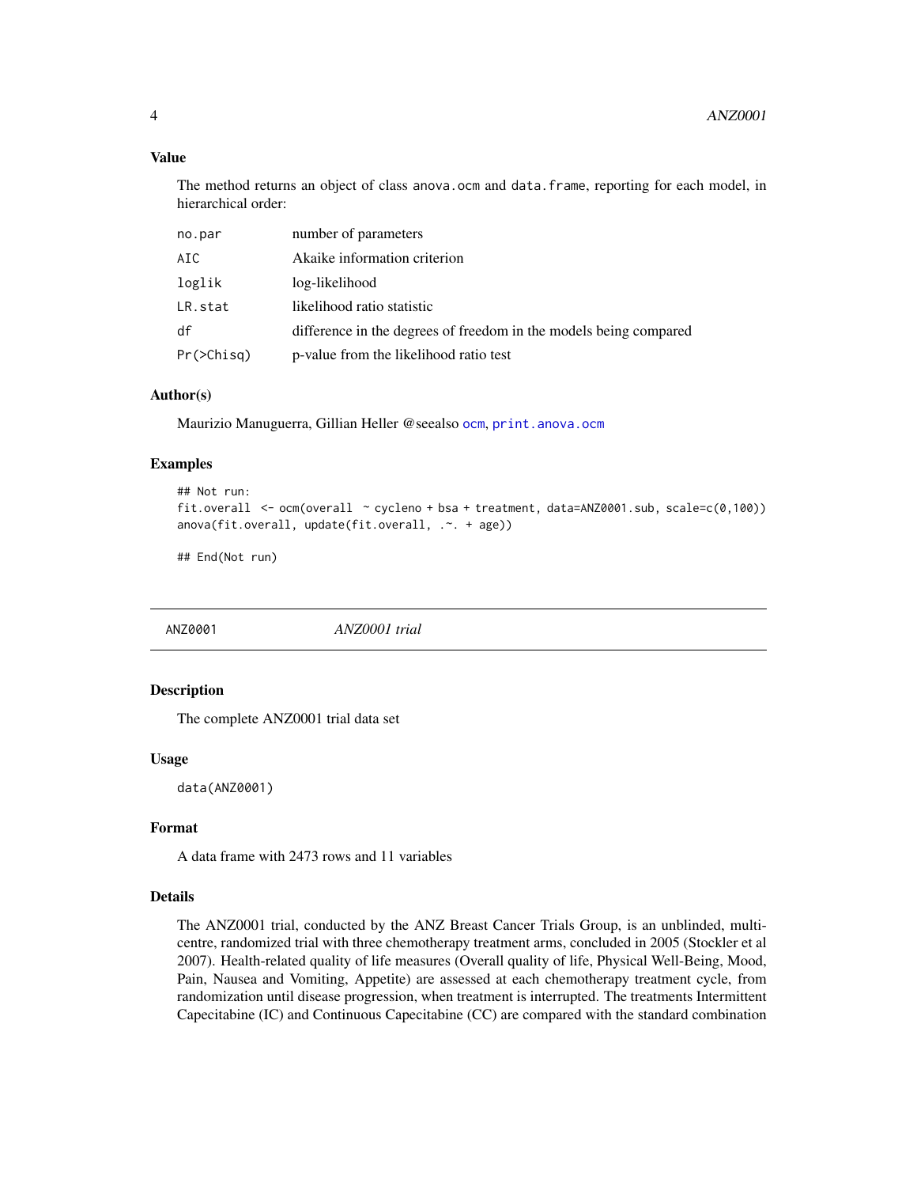### Value

The method returns an object of class `anova.ocm` and `data.frame`, reporting for each model, in hierarchical order:

| | |
|---|---|
| `no.par` | number of parameters |
| `AIC` | Akaike information criterion |
| `loglik` | log-likelihood |
| `LR.stat` | likelihood ratio statistic |
| `df` | difference in the degrees of freedom in the models being compared |
| `Pr(>Chisq)` | p-value from the likelihood ratio test |

### Author(s)

Maurizio Manuguerra, Gillian Heller @seealso `ocm`, `print.anova.ocm`

### Examples

```
## Not run:
fit.overall  <- ocm(overall  ~ cycleno + bsa + treatment, data=ANZ0001.sub, scale=c(0,100))
anova(fit.overall, update(fit.overall, .~. + age))

## End(Not run)
```

---

## ANZ0001 — *ANZ0001 trial*

### Description

The complete ANZ0001 trial data set

### Usage

```
data(ANZ0001)
```

### Format

A data frame with 2473 rows and 11 variables

### Details

The ANZ0001 trial, conducted by the ANZ Breast Cancer Trials Group, is an unblinded, multi-centre, randomized trial with three chemotherapy treatment arms, concluded in 2005 (Stockler et al 2007). Health-related quality of life measures (Overall quality of life, Physical Well-Being, Mood, Pain, Nausea and Vomiting, Appetite) are assessed at each chemotherapy treatment cycle, from randomization until disease progression, when treatment is interrupted. The treatments Intermittent Capecitabine (IC) and Continuous Capecitabine (CC) are compared with the standard combination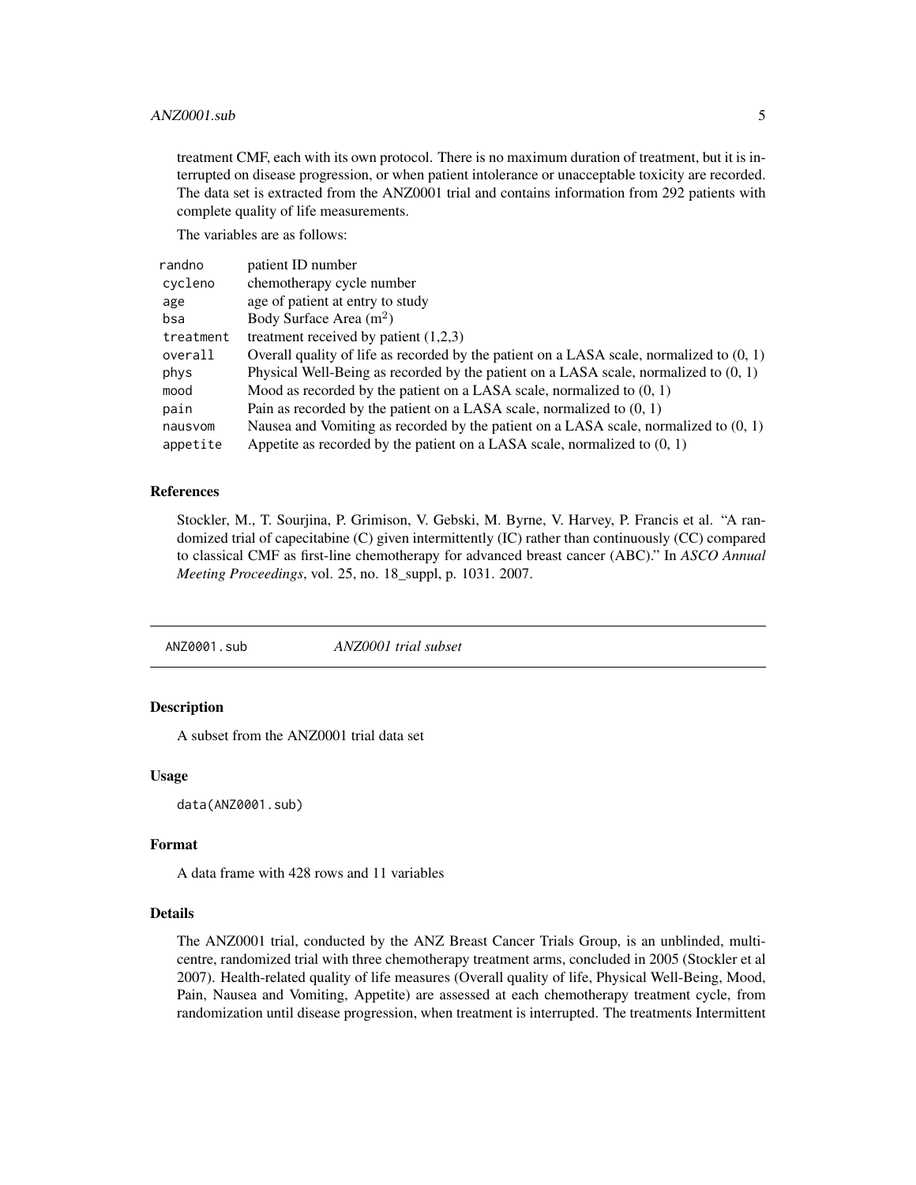treatment CMF, each with its own protocol. There is no maximum duration of treatment, but it is interrupted on disease progression, or when patient intolerance or unacceptable toxicity are recorded. The data set is extracted from the ANZ0001 trial and contains information from 292 patients with complete quality of life measurements.

The variables are as follows:

| | |
|---|---|
| `randno` | patient ID number |
| `cycleno` | chemotherapy cycle number |
| `age` | age of patient at entry to study |
| `bsa` | Body Surface Area ($m^2$) |
| `treatment` | treatment received by patient (1,2,3) |
| `overall` | Overall quality of life as recorded by the patient on a LASA scale, normalized to (0, 1) |
| `phys` | Physical Well-Being as recorded by the patient on a LASA scale, normalized to (0, 1) |
| `mood` | Mood as recorded by the patient on a LASA scale, normalized to (0, 1) |
| `pain` | Pain as recorded by the patient on a LASA scale, normalized to (0, 1) |
| `nausvom` | Nausea and Vomiting as recorded by the patient on a LASA scale, normalized to (0, 1) |
| `appetite` | Appetite as recorded by the patient on a LASA scale, normalized to (0, 1) |

### References

Stockler, M., T. Sourjina, P. Grimison, V. Gebski, M. Byrne, V. Harvey, P. Francis et al. "A randomized trial of capecitabine (C) given intermittently (IC) rather than continuously (CC) compared to classical CMF as first-line chemotherapy for advanced breast cancer (ABC)." In *ASCO Annual Meeting Proceedings*, vol. 25, no. 18_suppl, p. 1031. 2007.

---

## ANZ0001.sub — *ANZ0001 trial subset*

### Description

A subset from the ANZ0001 trial data set

### Usage

```
data(ANZ0001.sub)
```

### Format

A data frame with 428 rows and 11 variables

### Details

The ANZ0001 trial, conducted by the ANZ Breast Cancer Trials Group, is an unblinded, multi-centre, randomized trial with three chemotherapy treatment arms, concluded in 2005 (Stockler et al 2007). Health-related quality of life measures (Overall quality of life, Physical Well-Being, Mood, Pain, Nausea and Vomiting, Appetite) are assessed at each chemotherapy treatment cycle, from randomization until disease progression, when treatment is interrupted. The treatments Intermittent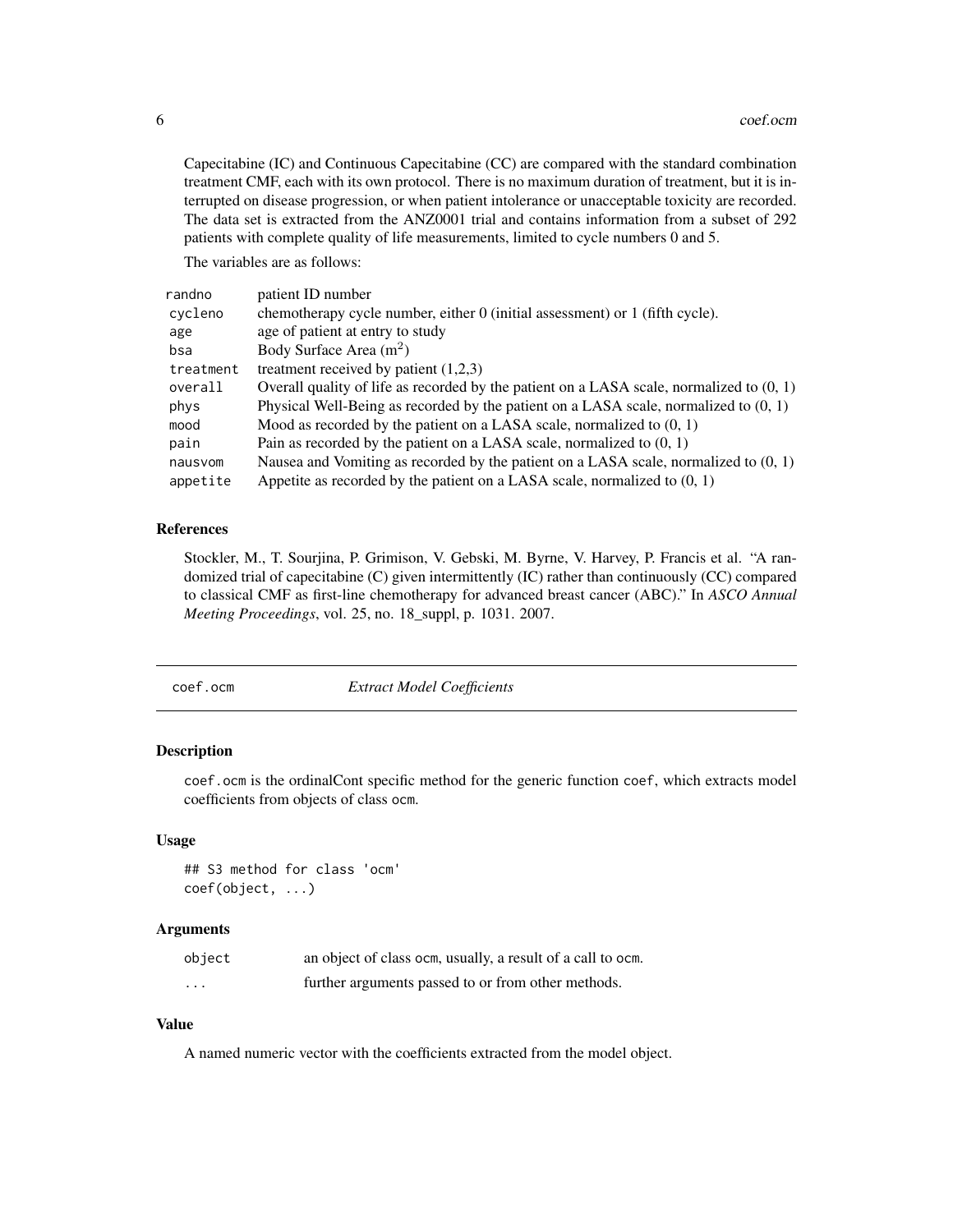Capecitabine (IC) and Continuous Capecitabine (CC) are compared with the standard combination treatment CMF, each with its own protocol. There is no maximum duration of treatment, but it is interrupted on disease progression, or when patient intolerance or unacceptable toxicity are recorded. The data set is extracted from the ANZ0001 trial and contains information from a subset of 292 patients with complete quality of life measurements, limited to cycle numbers 0 and 5.

The variables are as follows:

| | |
|---|---|
| `randno` | patient ID number |
| `cycleno` | chemotherapy cycle number, either 0 (initial assessment) or 1 (fifth cycle). |
| `age` | age of patient at entry to study |
| `bsa` | Body Surface Area ($m^2$) |
| `treatment` | treatment received by patient (1,2,3) |
| `overall` | Overall quality of life as recorded by the patient on a LASA scale, normalized to (0, 1) |
| `phys` | Physical Well-Being as recorded by the patient on a LASA scale, normalized to (0, 1) |
| `mood` | Mood as recorded by the patient on a LASA scale, normalized to (0, 1) |
| `pain` | Pain as recorded by the patient on a LASA scale, normalized to (0, 1) |
| `nausvom` | Nausea and Vomiting as recorded by the patient on a LASA scale, normalized to (0, 1) |
| `appetite` | Appetite as recorded by the patient on a LASA scale, normalized to (0, 1) |

### References

Stockler, M., T. Sourjina, P. Grimison, V. Gebski, M. Byrne, V. Harvey, P. Francis et al. "A randomized trial of capecitabine (C) given intermittently (IC) rather than continuously (CC) compared to classical CMF as first-line chemotherapy for advanced breast cancer (ABC)." In *ASCO Annual Meeting Proceedings*, vol. 25, no. 18_suppl, p. 1031. 2007.

---

## coef.ocm — *Extract Model Coefficients*

### Description

`coef.ocm` is the ordinalCont specific method for the generic function `coef`, which extracts model coefficients from objects of class `ocm`.

### Usage

```
## S3 method for class 'ocm'
coef(object, ...)
```

### Arguments

| | |
|---|---|
| `object` | an object of class `ocm`, usually, a result of a call to `ocm`. |
| `...` | further arguments passed to or from other methods. |

### Value

A named numeric vector with the coefficients extracted from the model object.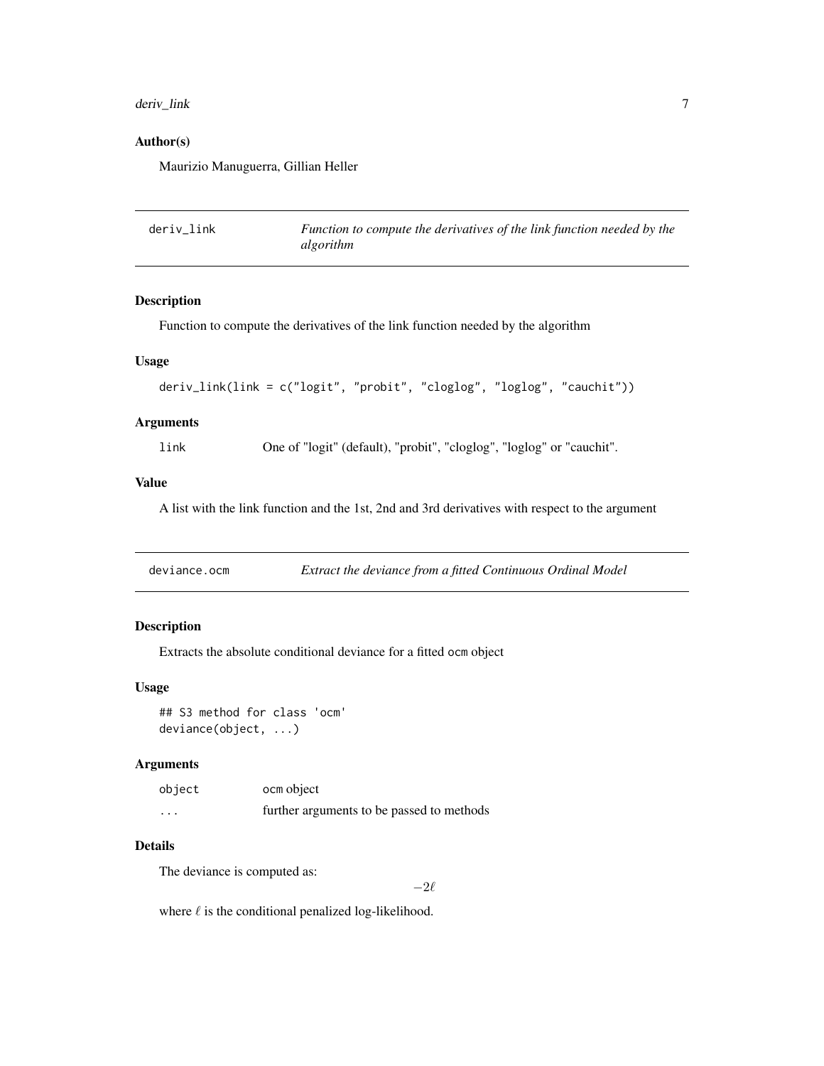## Author(s)

Maurizio Manuguerra, Gillian Heller

---

# deriv_link — *Function to compute the derivatives of the link function needed by the algorithm*

## Description

Function to compute the derivatives of the link function needed by the algorithm

## Usage

```
deriv_link(link = c("logit", "probit", "cloglog", "loglog", "cauchit"))
```

## Arguments

| | |
|---|---|
| `link` | One of "logit" (default), "probit", "cloglog", "loglog" or "cauchit". |

## Value

A list with the link function and the 1st, 2nd and 3rd derivatives with respect to the argument

---

# deviance.ocm — *Extract the deviance from a fitted Continuous Ordinal Model*

## Description

Extracts the absolute conditional deviance for a fitted `ocm` object

## Usage

```
## S3 method for class 'ocm'
deviance(object, ...)
```

## Arguments

| | |
|---|---|
| `object` | `ocm` object |
| `...` | further arguments to be passed to methods |

## Details

The deviance is computed as:

$$-2\ell$$

where $\ell$ is the conditional penalized log-likelihood.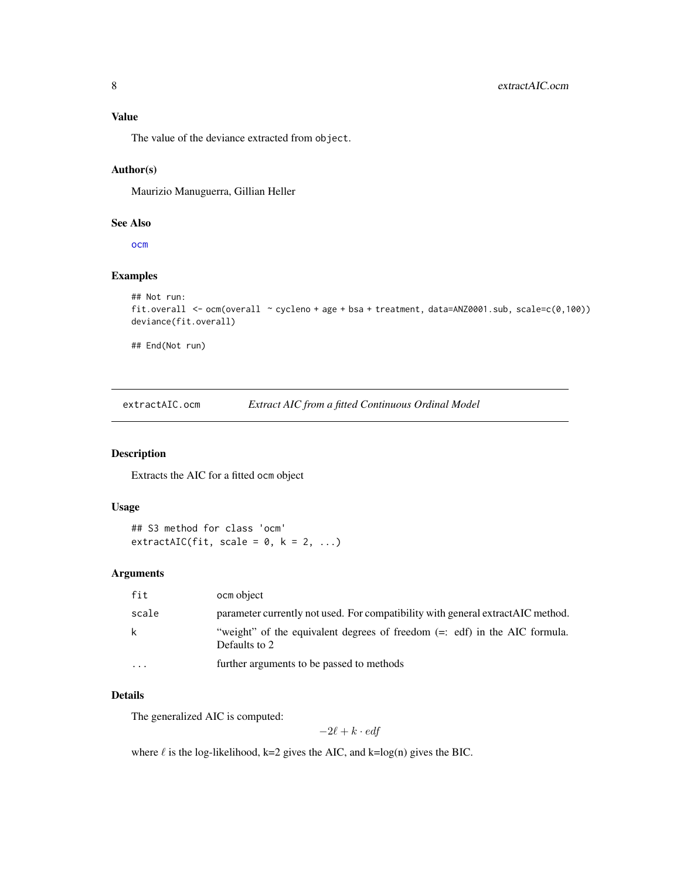### Value

The value of the deviance extracted from `object`.

### Author(s)

Maurizio Manuguerra, Gillian Heller

### See Also

ocm

### Examples

```
## Not run:
fit.overall <- ocm(overall ~ cycleno + age + bsa + treatment, data=ANZ0001.sub, scale=c(0,100))
deviance(fit.overall)

## End(Not run)
```

---

## extractAIC.ocm — *Extract AIC from a fitted Continuous Ordinal Model*

### Description

Extracts the AIC for a fitted `ocm` object

### Usage

```
## S3 method for class 'ocm'
extractAIC(fit, scale = 0, k = 2, ...)
```

### Arguments

| | |
|---|---|
| fit | ocm object |
| scale | parameter currently not used. For compatibility with general extractAIC method. |
| k | "weight" of the equivalent degrees of freedom (=: edf) in the AIC formula. Defaults to 2 |
| ... | further arguments to be passed to methods |

### Details

The generalized AIC is computed:

$$-2\ell + k \cdot edf$$

where $\ell$ is the log-likelihood, k=2 gives the AIC, and k=log(n) gives the BIC.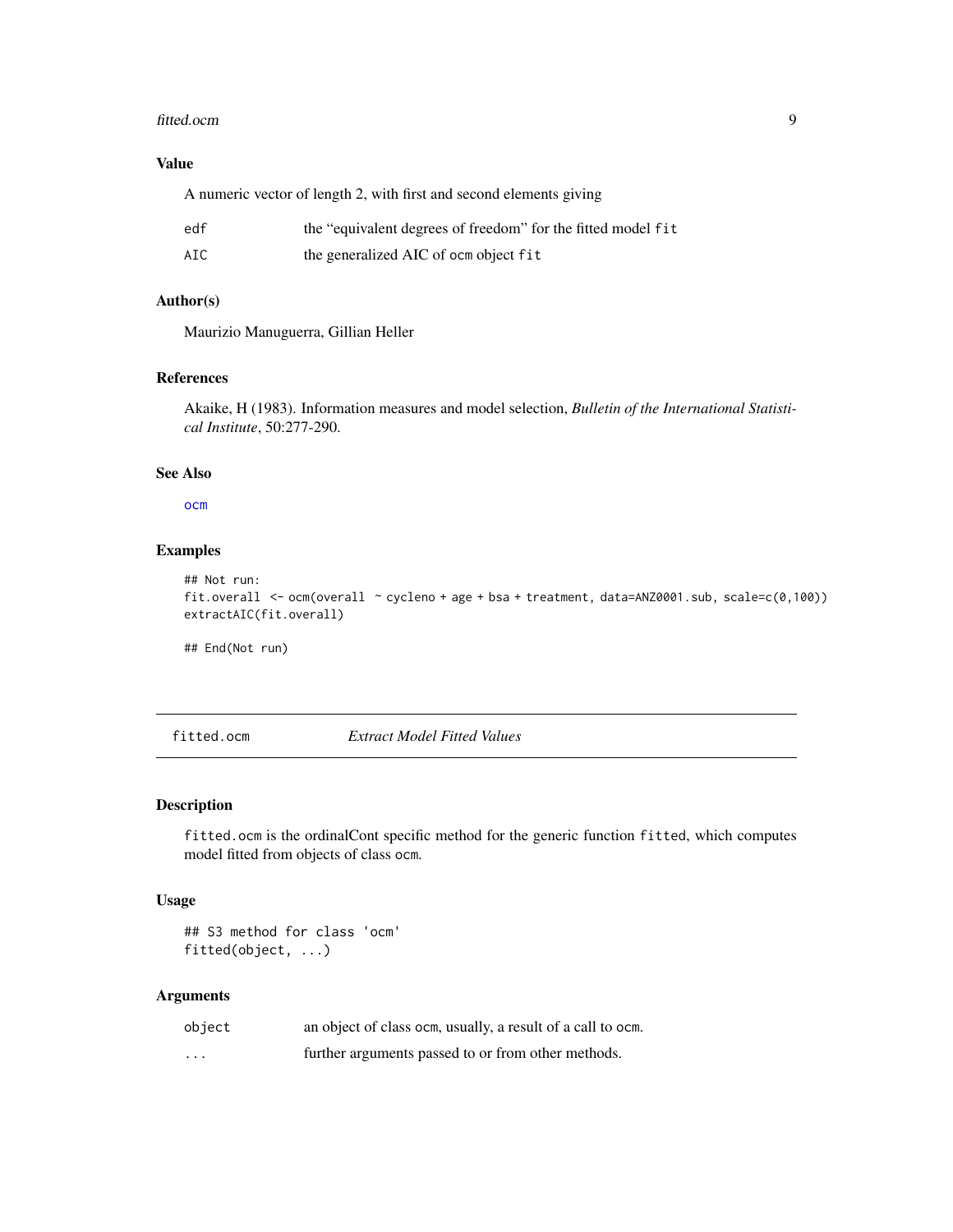### Value

A numeric vector of length 2, with first and second elements giving

| | |
|---|---|
| `edf` | the “equivalent degrees of freedom” for the fitted model `fit` |
| `AIC` | the generalized AIC of `ocm` object `fit` |

### Author(s)

Maurizio Manuguerra, Gillian Heller

### References

Akaike, H (1983). Information measures and model selection, *Bulletin of the International Statistical Institute*, 50:277-290.

### See Also

`ocm`

### Examples

```
## Not run:
fit.overall  <- ocm(overall  ~ cycleno + age + bsa + treatment, data=ANZ0001.sub, scale=c(0,100))
extractAIC(fit.overall)

## End(Not run)
```

---

## `fitted.ocm` *Extract Model Fitted Values*

---

### Description

`fitted.ocm` is the ordinalCont specific method for the generic function `fitted`, which computes model fitted from objects of class `ocm`.

### Usage

```
## S3 method for class 'ocm'
fitted(object, ...)
```

### Arguments

| | |
|---|---|
| `object` | an object of class `ocm`, usually, a result of a call to `ocm`. |
| `...` | further arguments passed to or from other methods. |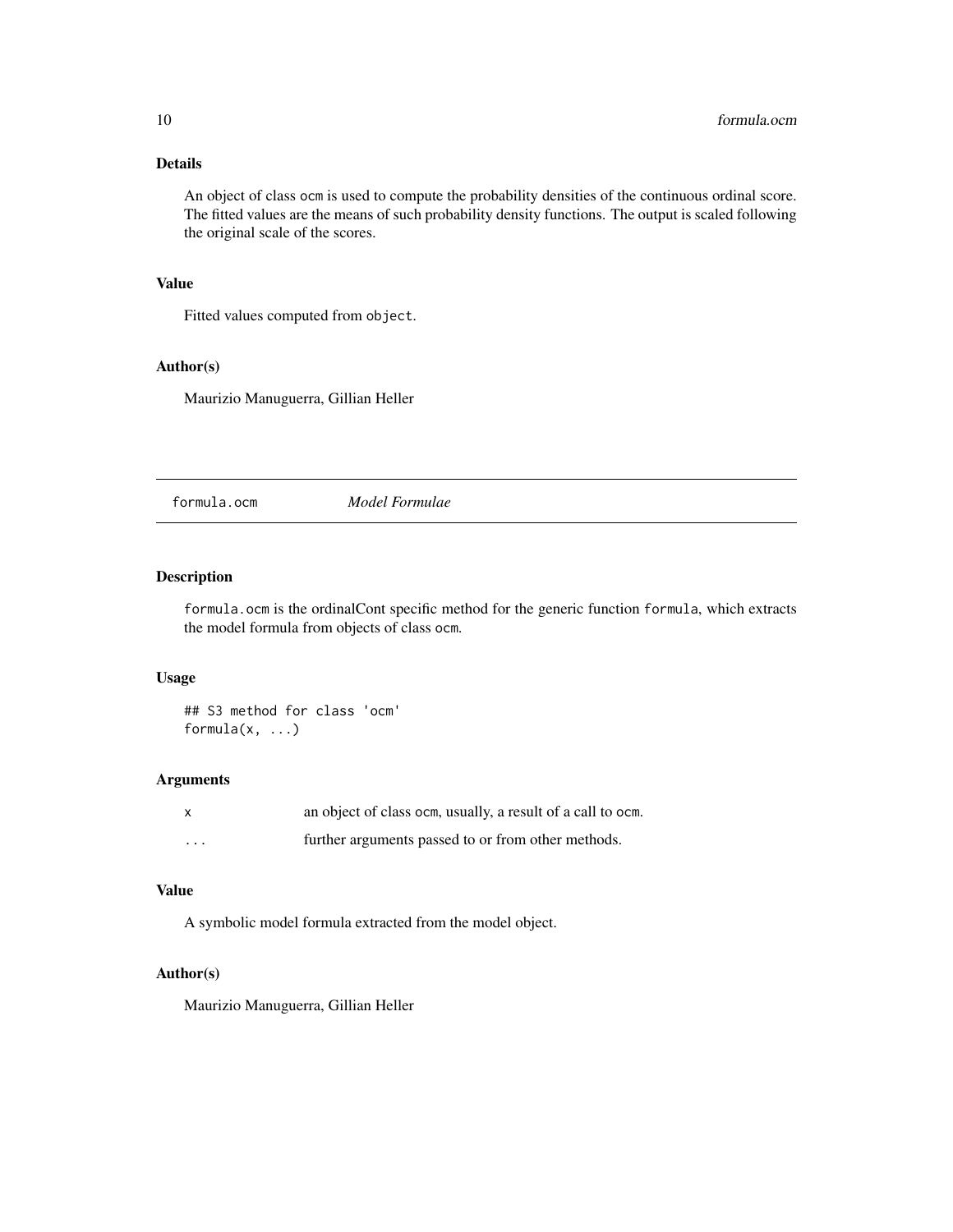## Details

An object of class `ocm` is used to compute the probability densities of the continuous ordinal score. The fitted values are the means of such probability density functions. The output is scaled following the original scale of the scores.

## Value

Fitted values computed from `object`.

## Author(s)

Maurizio Manuguerra, Gillian Heller

---

# formula.ocm *Model Formulae*

## Description

`formula.ocm` is the ordinalCont specific method for the generic function `formula`, which extracts the model formula from objects of class `ocm`.

## Usage

```
## S3 method for class 'ocm'
formula(x, ...)
```

## Arguments

| | |
|---|---|
| `x` | an object of class `ocm`, usually, a result of a call to `ocm`. |
| `...` | further arguments passed to or from other methods. |

## Value

A symbolic model formula extracted from the model object.

## Author(s)

Maurizio Manuguerra, Gillian Heller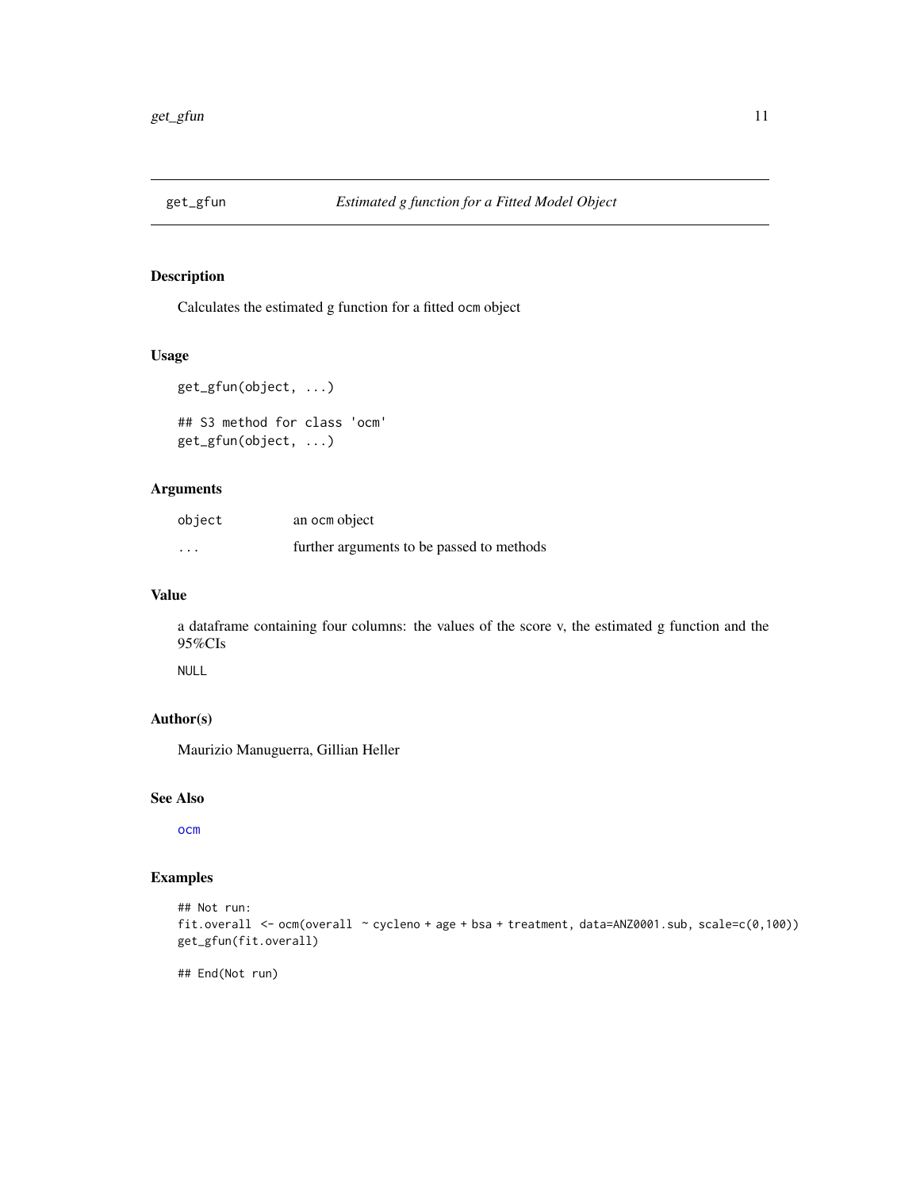## get_gfun — *Estimated g function for a Fitted Model Object*

### Description

Calculates the estimated g function for a fitted `ocm` object

### Usage

```
get_gfun(object, ...)

## S3 method for class 'ocm'
get_gfun(object, ...)
```

### Arguments

| | |
|---|---|
| `object` | an `ocm` object |
| `...` | further arguments to be passed to methods |

### Value

a dataframe containing four columns: the values of the score v, the estimated g function and the 95%CIs

`NULL`

### Author(s)

Maurizio Manuguerra, Gillian Heller

### See Also

`ocm`

### Examples

```
## Not run:
fit.overall  <- ocm(overall  ~ cycleno + age + bsa + treatment, data=ANZ0001.sub, scale=c(0,100))
get_gfun(fit.overall)

## End(Not run)
```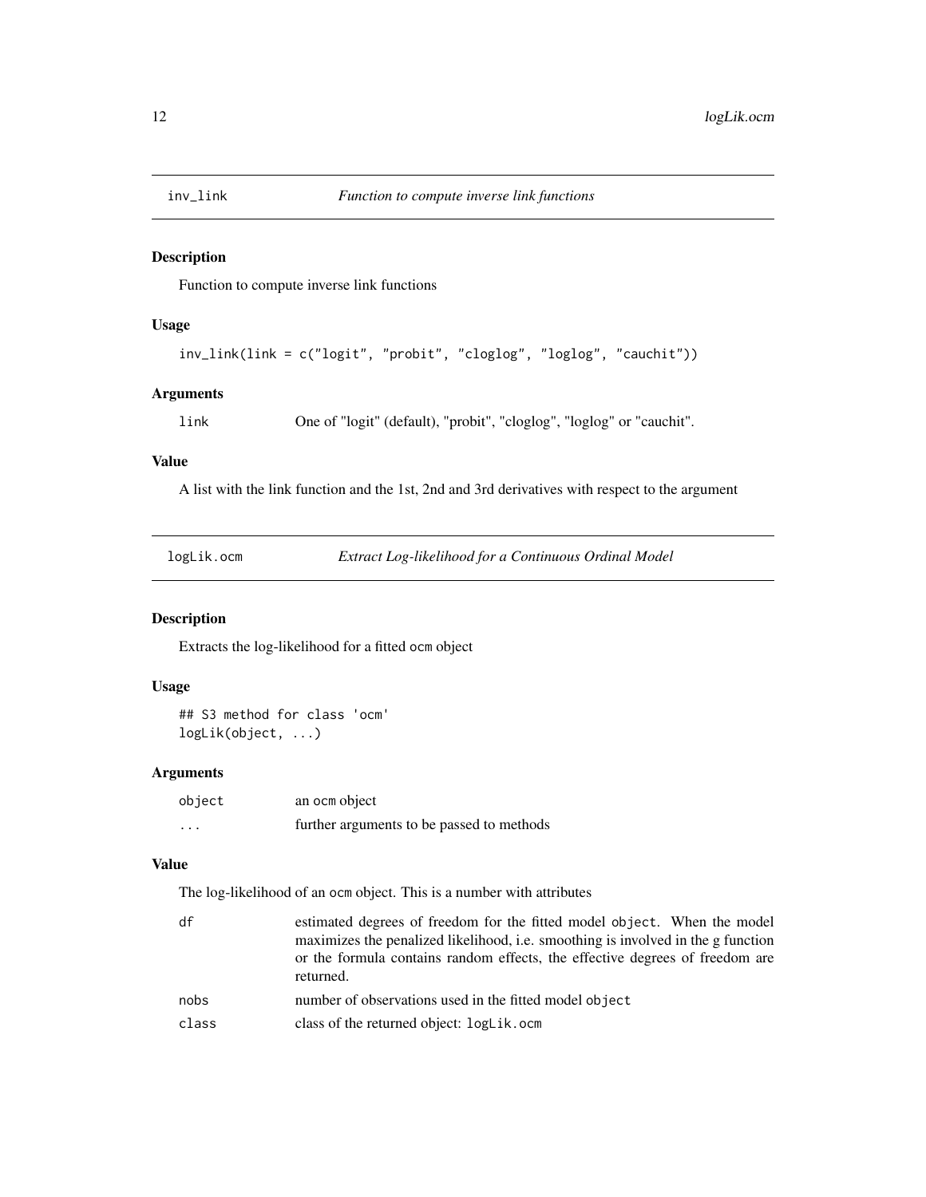## inv_link — *Function to compute inverse link functions*

### Description

Function to compute inverse link functions

### Usage

```
inv_link(link = c("logit", "probit", "cloglog", "loglog", "cauchit"))
```

### Arguments

| | |
|---|---|
| link | One of "logit" (default), "probit", "cloglog", "loglog" or "cauchit". |

### Value

A list with the link function and the 1st, 2nd and 3rd derivatives with respect to the argument

## logLik.ocm — *Extract Log-likelihood for a Continuous Ordinal Model*

### Description

Extracts the log-likelihood for a fitted `ocm` object

### Usage

```
## S3 method for class 'ocm'
logLik(object, ...)
```

### Arguments

| | |
|---|---|
| object | an `ocm` object |
| ... | further arguments to be passed to methods |

### Value

The log-likelihood of an `ocm` object. This is a number with attributes

| | |
|---|---|
| df | estimated degrees of freedom for the fitted model `object`. When the model maximizes the penalized likelihood, i.e. smoothing is involved in the g function or the formula contains random effects, the effective degrees of freedom are returned. |
| nobs | number of observations used in the fitted model `object` |
| class | class of the returned object: `logLik.ocm` |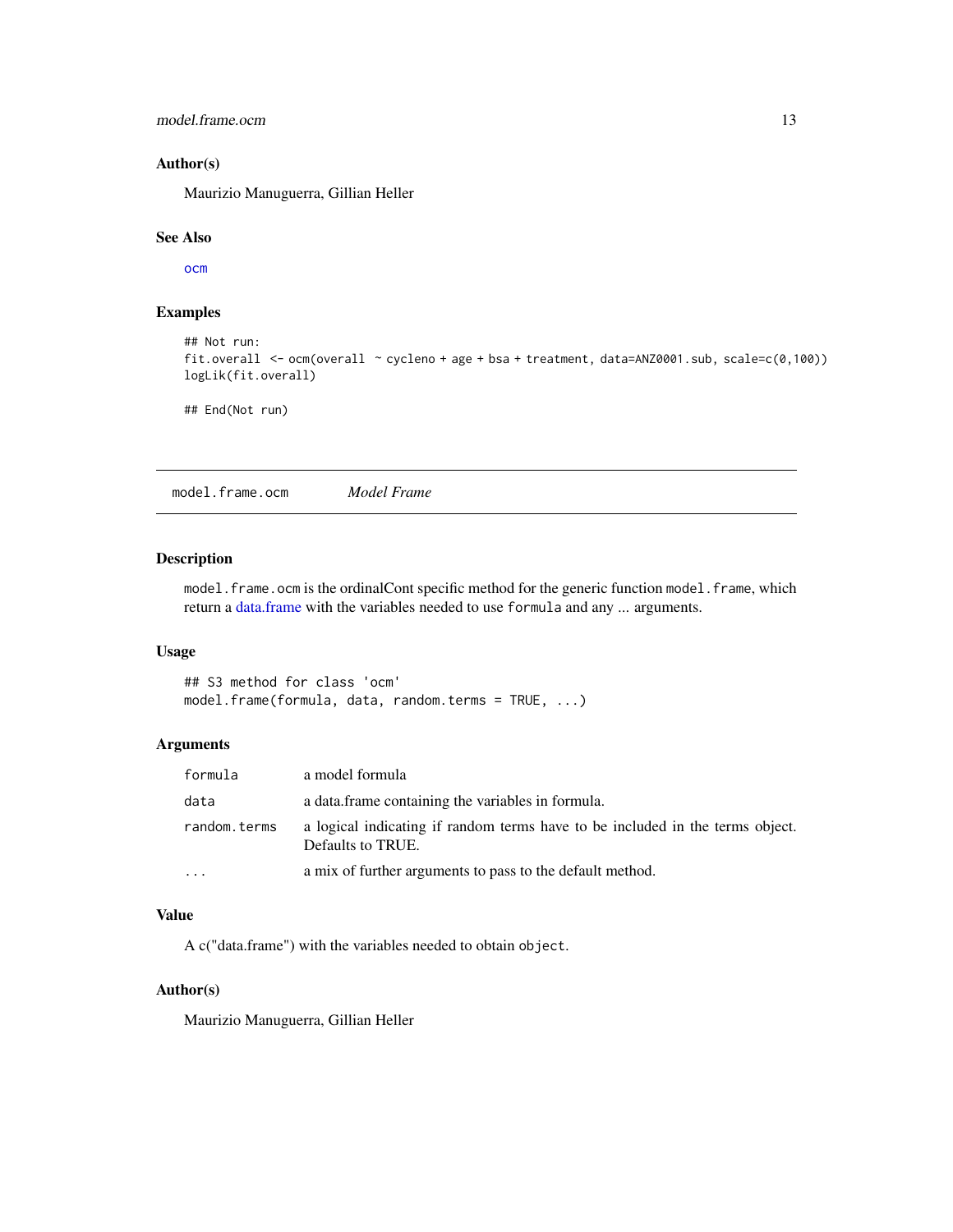### Author(s)

Maurizio Manuguerra, Gillian Heller

### See Also

ocm

### Examples

```
## Not run:
fit.overall  <- ocm(overall  ~ cycleno + age + bsa + treatment, data=ANZ0001.sub, scale=c(0,100))
logLik(fit.overall)

## End(Not run)
```

---

## model.frame.ocm *Model Frame*

### Description

`model.frame.ocm` is the ordinalCont specific method for the generic function `model.frame`, which return a data.frame with the variables needed to use `formula` and any ... arguments.

### Usage

```
## S3 method for class 'ocm'
model.frame(formula, data, random.terms = TRUE, ...)
```

### Arguments

| | |
|---|---|
| `formula` | a model formula |
| `data` | a data.frame containing the variables in formula. |
| `random.terms` | a logical indicating if random terms have to be included in the terms object. Defaults to TRUE. |
| `...` | a mix of further arguments to pass to the default method. |

### Value

A c("data.frame") with the variables needed to obtain `object`.

### Author(s)

Maurizio Manuguerra, Gillian Heller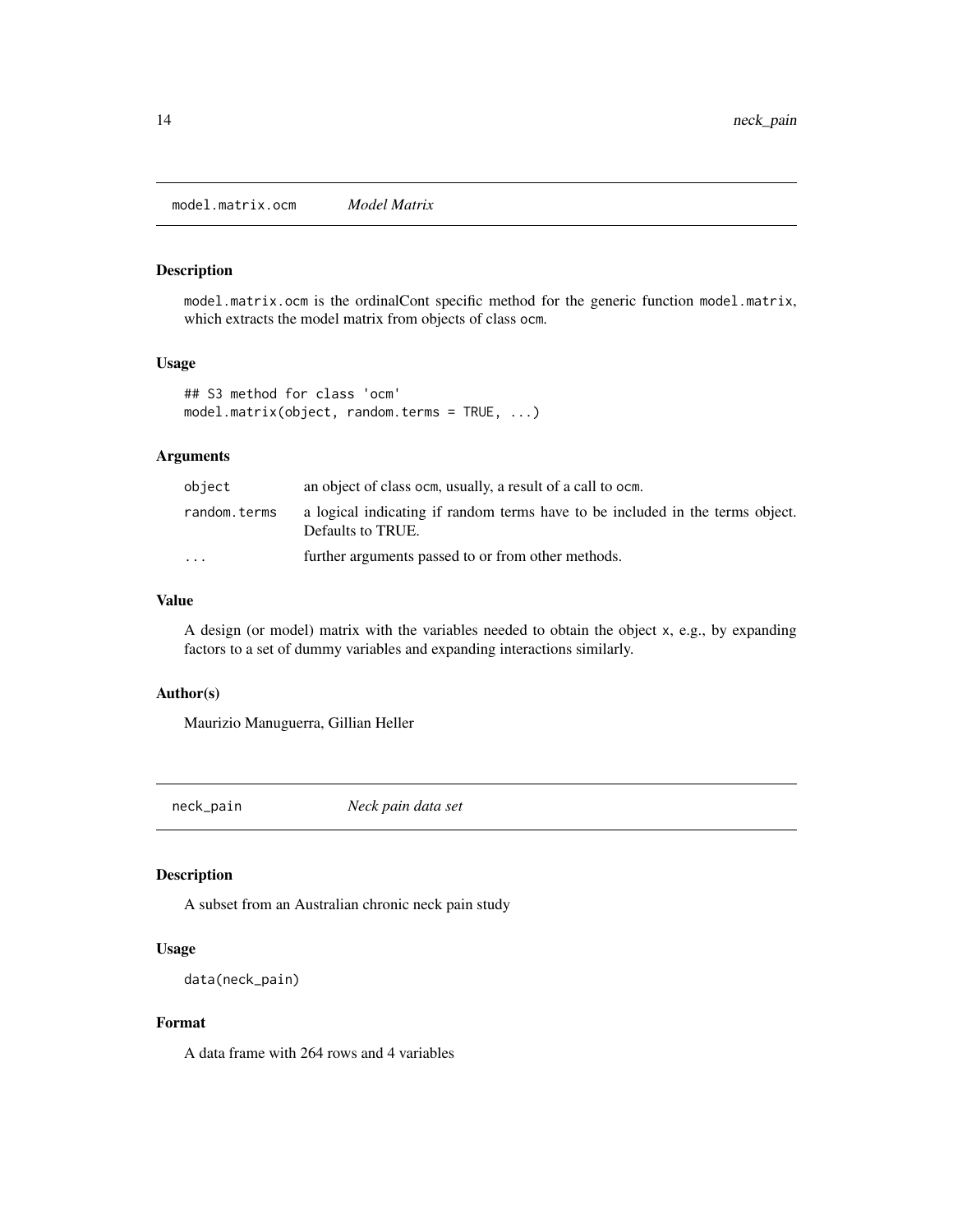## model.matrix.ocm *Model Matrix*

### Description

model.matrix.ocm is the ordinalCont specific method for the generic function model.matrix, which extracts the model matrix from objects of class ocm.

### Usage

```
## S3 method for class 'ocm'
model.matrix(object, random.terms = TRUE, ...)
```

### Arguments

| | |
|---|---|
| object | an object of class ocm, usually, a result of a call to ocm. |
| random.terms | a logical indicating if random terms have to be included in the terms object. Defaults to TRUE. |
| ... | further arguments passed to or from other methods. |

### Value

A design (or model) matrix with the variables needed to obtain the object x, e.g., by expanding factors to a set of dummy variables and expanding interactions similarly.

### Author(s)

Maurizio Manuguerra, Gillian Heller

## neck_pain *Neck pain data set*

### Description

A subset from an Australian chronic neck pain study

### Usage

```
data(neck_pain)
```

### Format

A data frame with 264 rows and 4 variables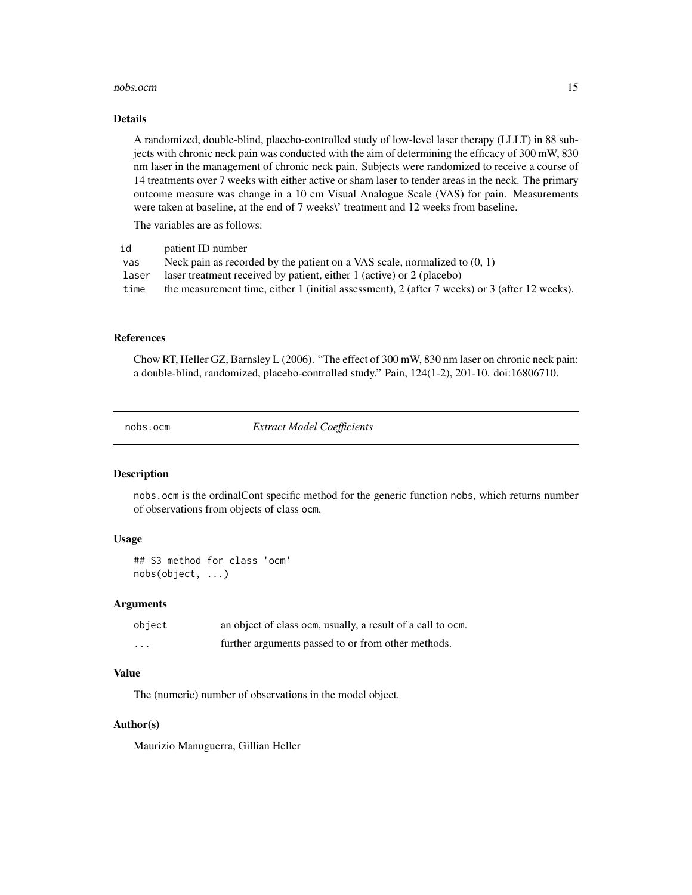### Details

A randomized, double-blind, placebo-controlled study of low-level laser therapy (LLLT) in 88 subjects with chronic neck pain was conducted with the aim of determining the efficacy of 300 mW, 830 nm laser in the management of chronic neck pain. Subjects were randomized to receive a course of 14 treatments over 7 weeks with either active or sham laser to tender areas in the neck. The primary outcome measure was change in a 10 cm Visual Analogue Scale (VAS) for pain. Measurements were taken at baseline, at the end of 7 weeks\' treatment and 12 weeks from baseline.

The variables are as follows:

| | |
|---|---|
| id | patient ID number |
| vas | Neck pain as recorded by the patient on a VAS scale, normalized to (0, 1) |
| laser | laser treatment received by patient, either 1 (active) or 2 (placebo) |
| time | the measurement time, either 1 (initial assessment), 2 (after 7 weeks) or 3 (after 12 weeks). |

### References

Chow RT, Heller GZ, Barnsley L (2006). "The effect of 300 mW, 830 nm laser on chronic neck pain: a double-blind, randomized, placebo-controlled study." Pain, 124(1-2), 201-10. doi:16806710.

---

## nobs.ocm — *Extract Model Coefficients*

### Description

nobs.ocm is the ordinalCont specific method for the generic function nobs, which returns number of observations from objects of class ocm.

### Usage

```
## S3 method for class 'ocm'
nobs(object, ...)
```

### Arguments

| | |
|---|---|
| object | an object of class ocm, usually, a result of a call to ocm. |
| ... | further arguments passed to or from other methods. |

### Value

The (numeric) number of observations in the model object.

### Author(s)

Maurizio Manuguerra, Gillian Heller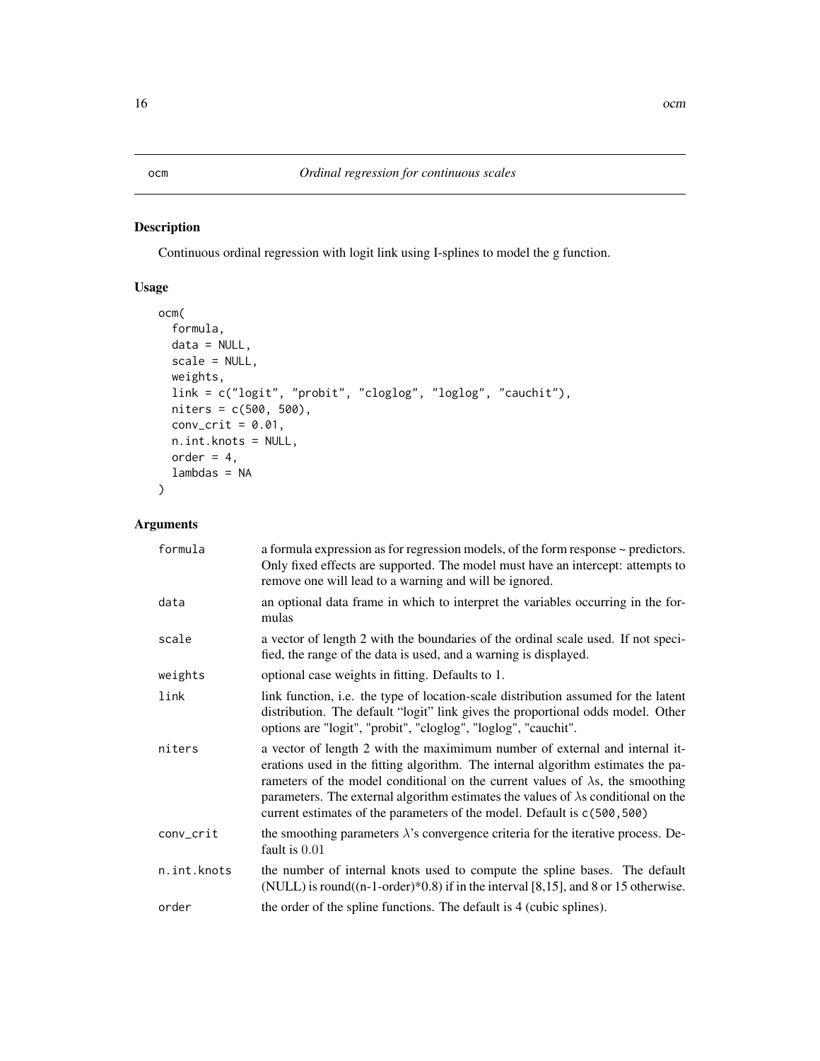# ocm — *Ordinal regression for continuous scales*

## Description

Continuous ordinal regression with logit link using I-splines to model the g function.

## Usage

```
ocm(
  formula,
  data = NULL,
  scale = NULL,
  weights,
  link = c("logit", "probit", "cloglog", "loglog", "cauchit"),
  niters = c(500, 500),
  conv_crit = 0.01,
  n.int.knots = NULL,
  order = 4,
  lambdas = NA
)
```

## Arguments

| | |
|---|---|
| `formula` | a formula expression as for regression models, of the form response ~ predictors. Only fixed effects are supported. The model must have an intercept: attempts to remove one will lead to a warning and will be ignored. |
| `data` | an optional data frame in which to interpret the variables occurring in the formulas |
| `scale` | a vector of length 2 with the boundaries of the ordinal scale used. If not specified, the range of the data is used, and a warning is displayed. |
| `weights` | optional case weights in fitting. Defaults to 1. |
| `link` | link function, i.e. the type of location-scale distribution assumed for the latent distribution. The default "logit" link gives the proportional odds model. Other options are "logit", "probit", "cloglog", "loglog", "cauchit". |
| `niters` | a vector of length 2 with the maximimum number of external and internal iterations used in the fitting algorithm. The internal algorithm estimates the parameters of the model conditional on the current values of $\lambda$s, the smoothing parameters. The external algorithm estimates the values of $\lambda$s conditional on the current estimates of the parameters of the model. Default is `c(500,500)` |
| `conv_crit` | the smoothing parameters $\lambda$'s convergence criteria for the iterative process. Default is $0.01$ |
| `n.int.knots` | the number of internal knots used to compute the spline bases. The default (NULL) is round((n-1-order)*0.8) if in the interval [8,15], and 8 or 15 otherwise. |
| `order` | the order of the spline functions. The default is 4 (cubic splines). |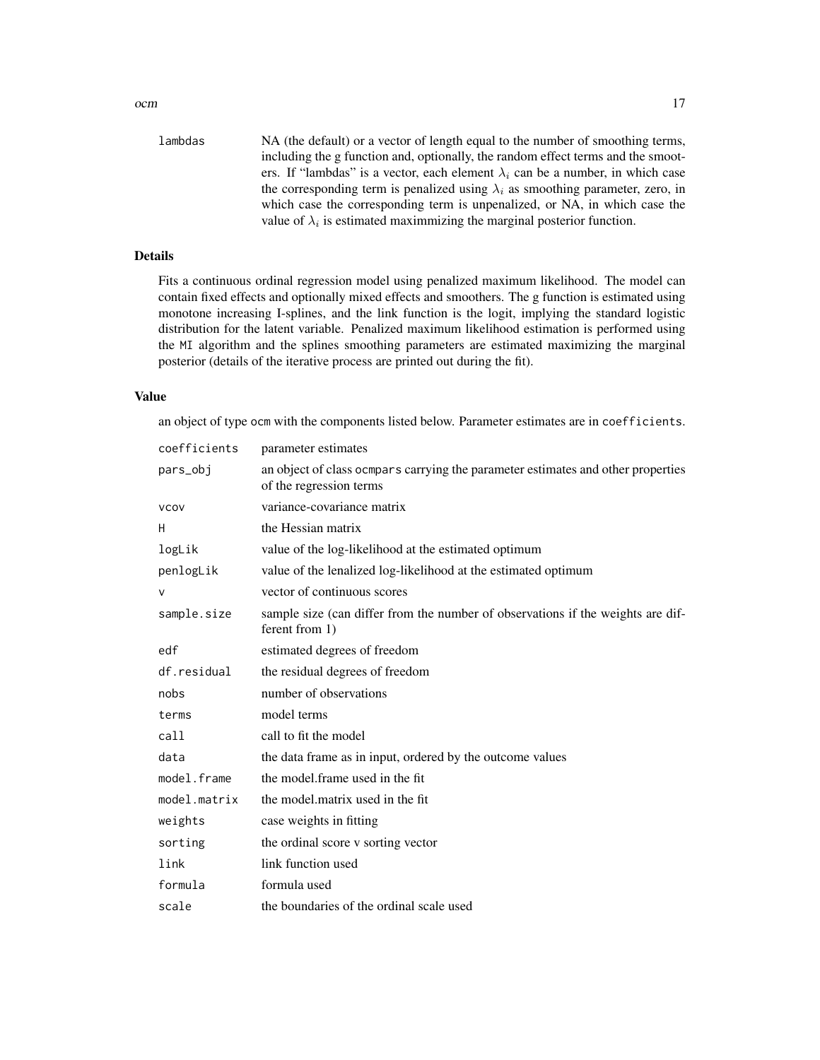| | |
|---|---|
| lambdas | NA (the default) or a vector of length equal to the number of smoothing terms, including the g function and, optionally, the random effect terms and the smooters. If "lambdas" is a vector, each element $\lambda_i$ can be a number, in which case the corresponding term is penalized using $\lambda_i$ as smoothing parameter, zero, in which case the corresponding term is unpenalized, or NA, in which case the value of $\lambda_i$ is estimated maximmizing the marginal posterior function. |

## Details

Fits a continuous ordinal regression model using penalized maximum likelihood. The model can contain fixed effects and optionally mixed effects and smoothers. The g function is estimated using monotone increasing I-splines, and the link function is the logit, implying the standard logistic distribution for the latent variable. Penalized maximum likelihood estimation is performed using the `MI` algorithm and the splines smoothing parameters are estimated maximizing the marginal posterior (details of the iterative process are printed out during the fit).

## Value

an object of type `ocm` with the components listed below. Parameter estimates are in `coefficients`.

| | |
|---|---|
| coefficients | parameter estimates |
| pars_obj | an object of class `ocmpars` carrying the parameter estimates and other properties of the regression terms |
| vcov | variance-covariance matrix |
| H | the Hessian matrix |
| logLik | value of the log-likelihood at the estimated optimum |
| penlogLik | value of the lenalized log-likelihood at the estimated optimum |
| v | vector of continuous scores |
| sample.size | sample size (can differ from the number of observations if the weights are different from 1) |
| edf | estimated degrees of freedom |
| df.residual | the residual degrees of freedom |
| nobs | number of observations |
| terms | model terms |
| call | call to fit the model |
| data | the data frame as in input, ordered by the outcome values |
| model.frame | the model.frame used in the fit |
| model.matrix | the model.matrix used in the fit |
| weights | case weights in fitting |
| sorting | the ordinal score v sorting vector |
| link | link function used |
| formula | formula used |
| scale | the boundaries of the ordinal scale used |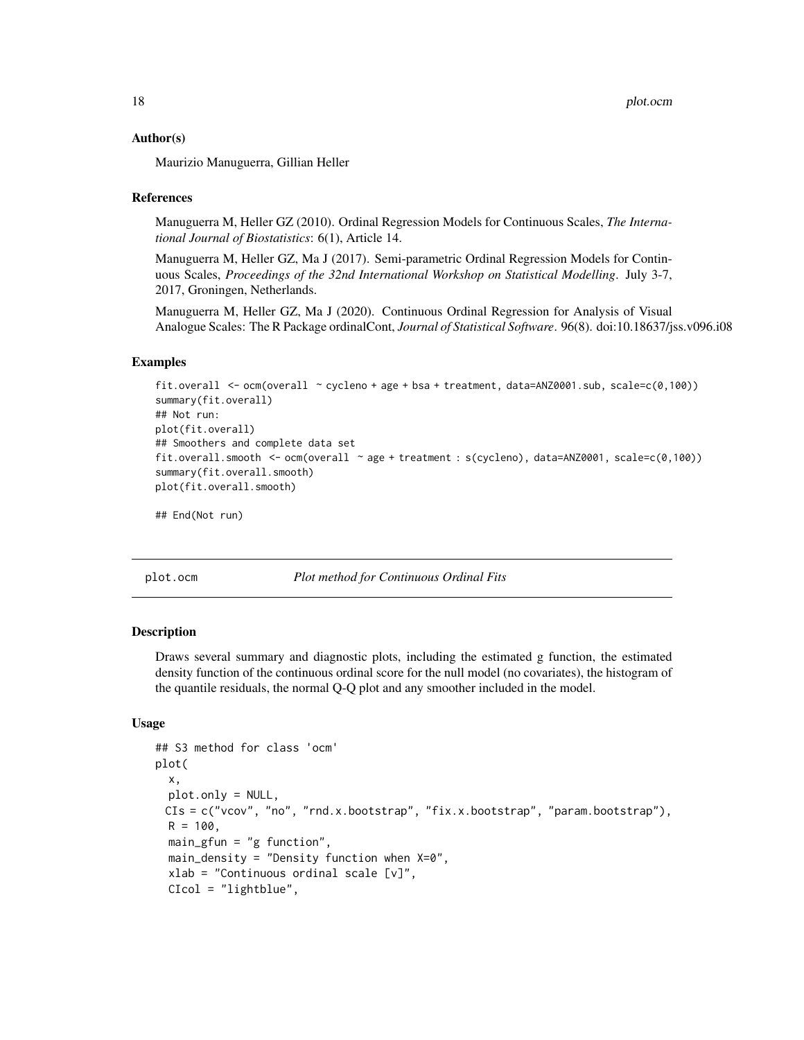### Author(s)

Maurizio Manuguerra, Gillian Heller

### References

Manuguerra M, Heller GZ (2010). Ordinal Regression Models for Continuous Scales, *The International Journal of Biostatistics*: 6(1), Article 14.

Manuguerra M, Heller GZ, Ma J (2017). Semi-parametric Ordinal Regression Models for Continuous Scales, *Proceedings of the 32nd International Workshop on Statistical Modelling*. July 3-7, 2017, Groningen, Netherlands.

Manuguerra M, Heller GZ, Ma J (2020). Continuous Ordinal Regression for Analysis of Visual Analogue Scales: The R Package ordinalCont, *Journal of Statistical Software*. 96(8). doi:10.18637/jss.v096.i08

### Examples

```
fit.overall <- ocm(overall ~ cycleno + age + bsa + treatment, data=ANZ0001.sub, scale=c(0,100))
summary(fit.overall)
## Not run:
plot(fit.overall)
## Smoothers and complete data set
fit.overall.smooth <- ocm(overall ~ age + treatment : s(cycleno), data=ANZ0001, scale=c(0,100))
summary(fit.overall.smooth)
plot(fit.overall.smooth)

## End(Not run)
```

---

## plot.ocm — *Plot method for Continuous Ordinal Fits*

### Description

Draws several summary and diagnostic plots, including the estimated g function, the estimated density function of the continuous ordinal score for the null model (no covariates), the histogram of the quantile residuals, the normal Q-Q plot and any smoother included in the model.

### Usage

```
## S3 method for class 'ocm'
plot(
  x,
  plot.only = NULL,
  CIs = c("vcov", "no", "rnd.x.bootstrap", "fix.x.bootstrap", "param.bootstrap"),
  R = 100,
  main_gfun = "g function",
  main_density = "Density function when X=0",
  xlab = "Continuous ordinal scale [v]",
  CIcol = "lightblue",
```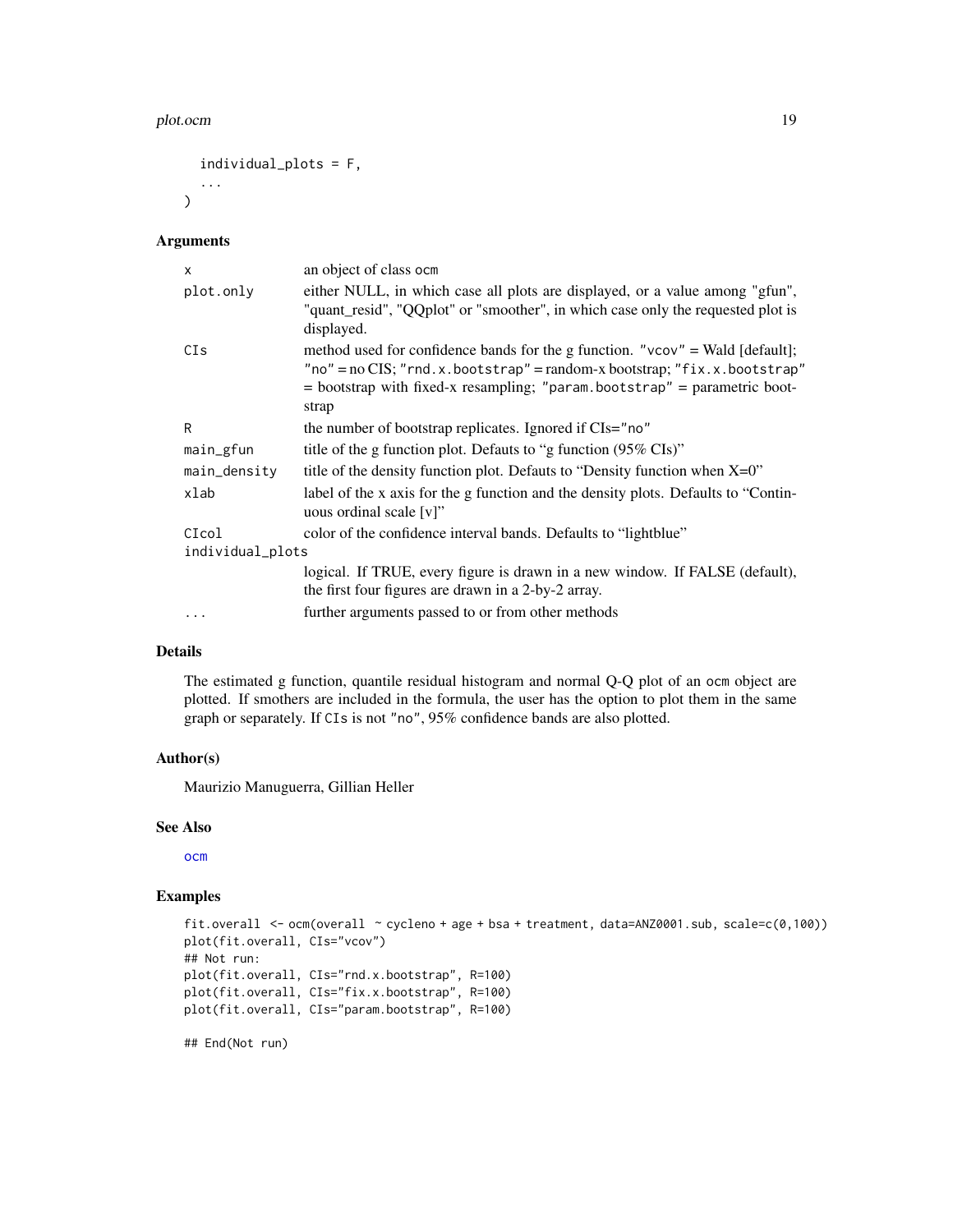```
  individual_plots = F,
  ...
)
```

### Arguments

| | |
|---|---|
| x | an object of class `ocm` |
| plot.only | either NULL, in which case all plots are displayed, or a value among "gfun", "quant_resid", "QQplot" or "smoother", in which case only the requested plot is displayed. |
| CIs | method used for confidence bands for the g function. `"vcov"` = Wald [default]; `"no"` = no CIS; `"rnd.x.bootstrap"` = random-x bootstrap; `"fix.x.bootstrap"` = bootstrap with fixed-x resampling; `"param.bootstrap"` = parametric bootstrap |
| R | the number of bootstrap replicates. Ignored if CIs="no" |
| main_gfun | title of the g function plot. Defauts to "g function (95% CIs)" |
| main_density | title of the density function plot. Defauts to "Density function when X=0" |
| xlab | label of the x axis for the g function and the density plots. Defaults to "Continuous ordinal scale [v]" |
| CIcol | color of the confidence interval bands. Defaults to "lightblue" |
| individual_plots | logical. If TRUE, every figure is drawn in a new window. If FALSE (default), the first four figures are drawn in a 2-by-2 array. |
| ... | further arguments passed to or from other methods |

### Details

The estimated g function, quantile residual histogram and normal Q-Q plot of an `ocm` object are plotted. If smothers are included in the formula, the user has the option to plot them in the same graph or separately. If `CIs` is not `"no"`, 95% confidence bands are also plotted.

### Author(s)

Maurizio Manuguerra, Gillian Heller

### See Also

`ocm`

### Examples

```
fit.overall <- ocm(overall ~ cycleno + age + bsa + treatment, data=ANZ0001.sub, scale=c(0,100))
plot(fit.overall, CIs="vcov")
## Not run:
plot(fit.overall, CIs="rnd.x.bootstrap", R=100)
plot(fit.overall, CIs="fix.x.bootstrap", R=100)
plot(fit.overall, CIs="param.bootstrap", R=100)

## End(Not run)
```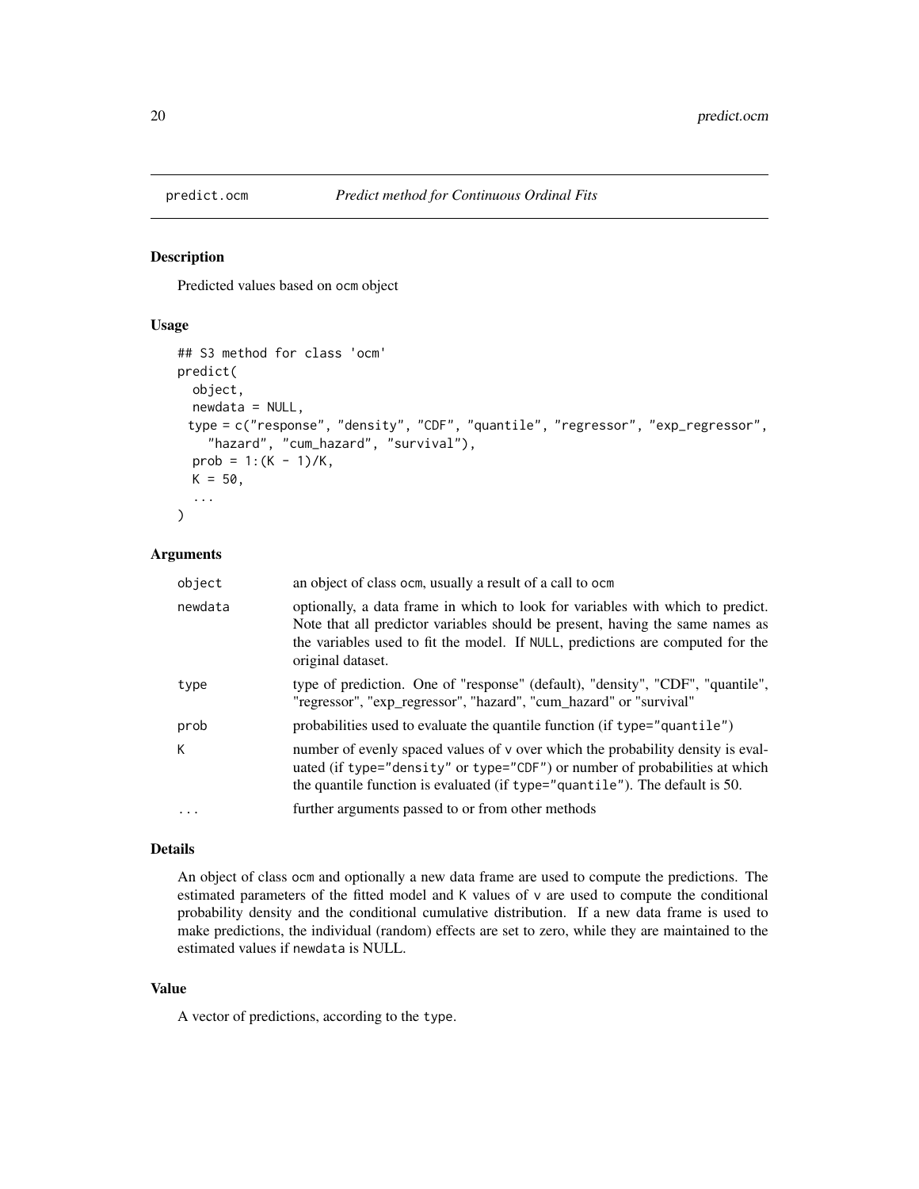# predict.ocm — *Predict method for Continuous Ordinal Fits*

## Description

Predicted values based on ocm object

## Usage

```
## S3 method for class 'ocm'
predict(
  object,
  newdata = NULL,
  type = c("response", "density", "CDF", "quantile", "regressor", "exp_regressor",
    "hazard", "cum_hazard", "survival"),
  prob = 1:(K - 1)/K,
  K = 50,
  ...
)
```

## Arguments

| | |
|---|---|
| object | an object of class ocm, usually a result of a call to ocm |
| newdata | optionally, a data frame in which to look for variables with which to predict. Note that all predictor variables should be present, having the same names as the variables used to fit the model. If NULL, predictions are computed for the original dataset. |
| type | type of prediction. One of "response" (default), "density", "CDF", "quantile", "regressor", "exp_regressor", "hazard", "cum_hazard" or "survival" |
| prob | probabilities used to evaluate the quantile function (if type="quantile") |
| K | number of evenly spaced values of v over which the probability density is evaluated (if type="density" or type="CDF") or number of probabilities at which the quantile function is evaluated (if type="quantile"). The default is 50. |
| ... | further arguments passed to or from other methods |

## Details

An object of class ocm and optionally a new data frame are used to compute the predictions. The estimated parameters of the fitted model and K values of v are used to compute the conditional probability density and the conditional cumulative distribution. If a new data frame is used to make predictions, the individual (random) effects are set to zero, while they are maintained to the estimated values if newdata is NULL.

## Value

A vector of predictions, according to the type.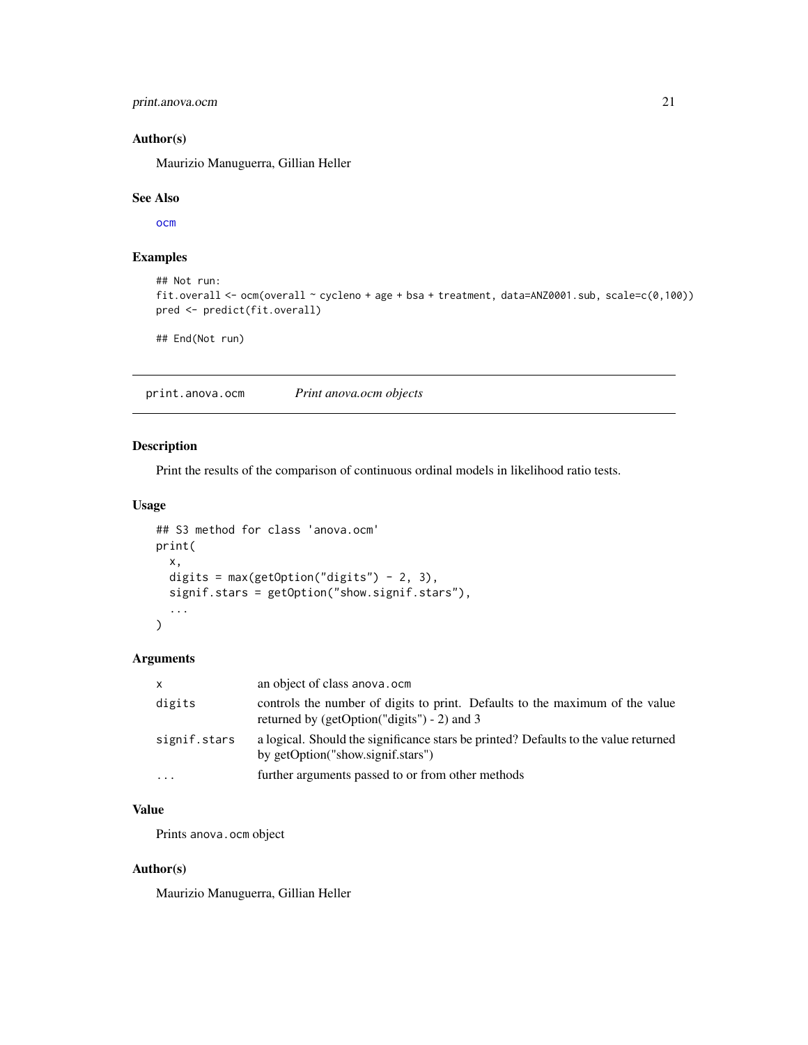### Author(s)

Maurizio Manuguerra, Gillian Heller

### See Also

ocm

### Examples

```
## Not run:
fit.overall <- ocm(overall ~ cycleno + age + bsa + treatment, data=ANZ0001.sub, scale=c(0,100))
pred <- predict(fit.overall)

## End(Not run)
```

---

## print.anova.ocm — *Print anova.ocm objects*

### Description

Print the results of the comparison of continuous ordinal models in likelihood ratio tests.

### Usage

```
## S3 method for class 'anova.ocm'
print(
  x,
  digits = max(getOption("digits") - 2, 3),
  signif.stars = getOption("show.signif.stars"),
  ...
)
```

### Arguments

| | |
|---|---|
| x | an object of class anova.ocm |
| digits | controls the number of digits to print. Defaults to the maximum of the value returned by (getOption("digits") - 2) and 3 |
| signif.stars | a logical. Should the significance stars be printed? Defaults to the value returned by getOption("show.signif.stars") |
| ... | further arguments passed to or from other methods |

### Value

Prints anova.ocm object

### Author(s)

Maurizio Manuguerra, Gillian Heller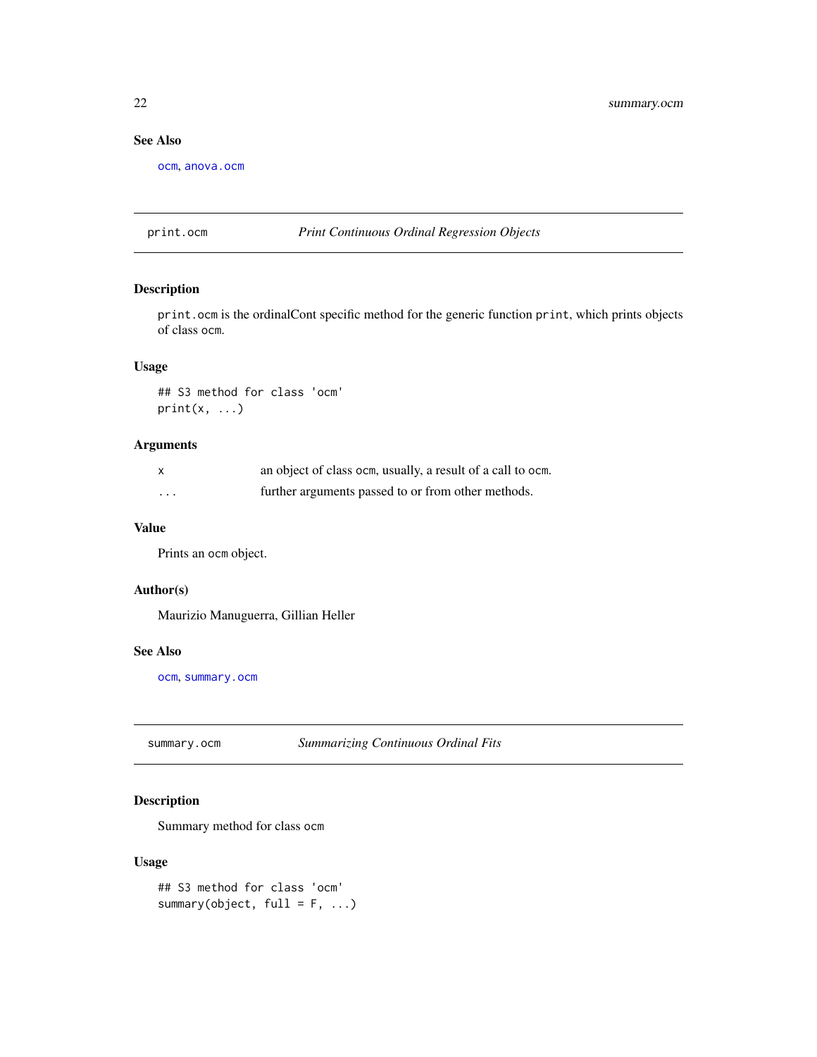### See Also

ocm, anova.ocm

---

## print.ocm — *Print Continuous Ordinal Regression Objects*

### Description

print.ocm is the ordinalCont specific method for the generic function print, which prints objects of class ocm.

### Usage

```
## S3 method for class 'ocm'
print(x, ...)
```

### Arguments

| | |
|---|---|
| x | an object of class ocm, usually, a result of a call to ocm. |
| ... | further arguments passed to or from other methods. |

### Value

Prints an ocm object.

### Author(s)

Maurizio Manuguerra, Gillian Heller

### See Also

ocm, summary.ocm

---

## summary.ocm — *Summarizing Continuous Ordinal Fits*

### Description

Summary method for class ocm

### Usage

```
## S3 method for class 'ocm'
summary(object, full = F, ...)
```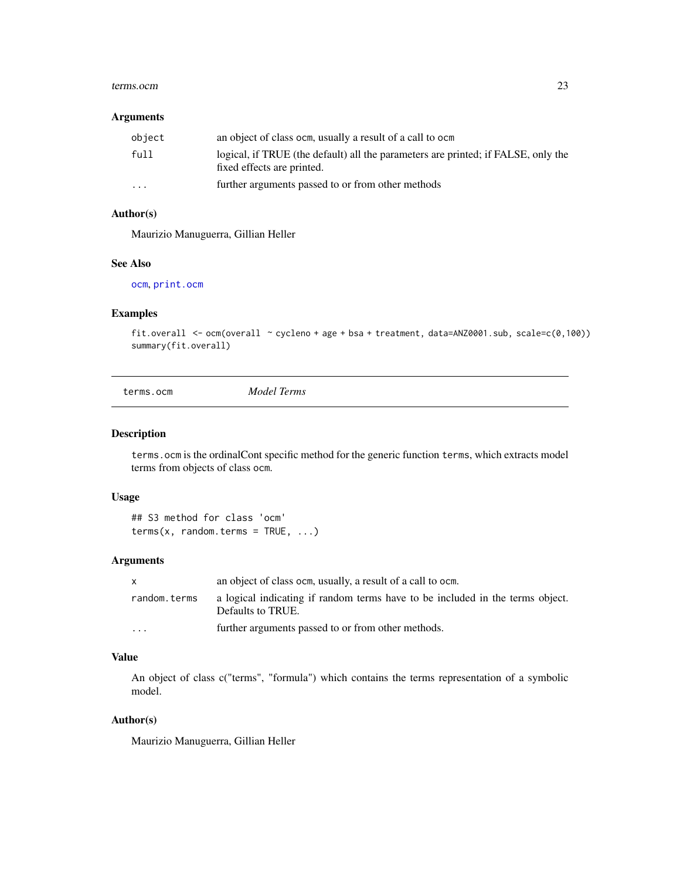### Arguments

| | |
|---|---|
| `object` | an object of class `ocm`, usually a result of a call to `ocm` |
| `full` | logical, if TRUE (the default) all the parameters are printed; if FALSE, only the fixed effects are printed. |
| `...` | further arguments passed to or from other methods |

### Author(s)

Maurizio Manuguerra, Gillian Heller

### See Also

`ocm`, `print.ocm`

### Examples

```
fit.overall <- ocm(overall ~ cycleno + age + bsa + treatment, data=ANZ0001.sub, scale=c(0,100))
summary(fit.overall)
```

---

## `terms.ocm` *Model Terms*

### Description

`terms.ocm` is the ordinalCont specific method for the generic function `terms`, which extracts model terms from objects of class `ocm`.

### Usage

```
## S3 method for class 'ocm'
terms(x, random.terms = TRUE, ...)
```

### Arguments

| | |
|---|---|
| `x` | an object of class `ocm`, usually, a result of a call to `ocm`. |
| `random.terms` | a logical indicating if random terms have to be included in the terms object. Defaults to TRUE. |
| `...` | further arguments passed to or from other methods. |

### Value

An object of class c("terms", "formula") which contains the terms representation of a symbolic model.

### Author(s)

Maurizio Manuguerra, Gillian Heller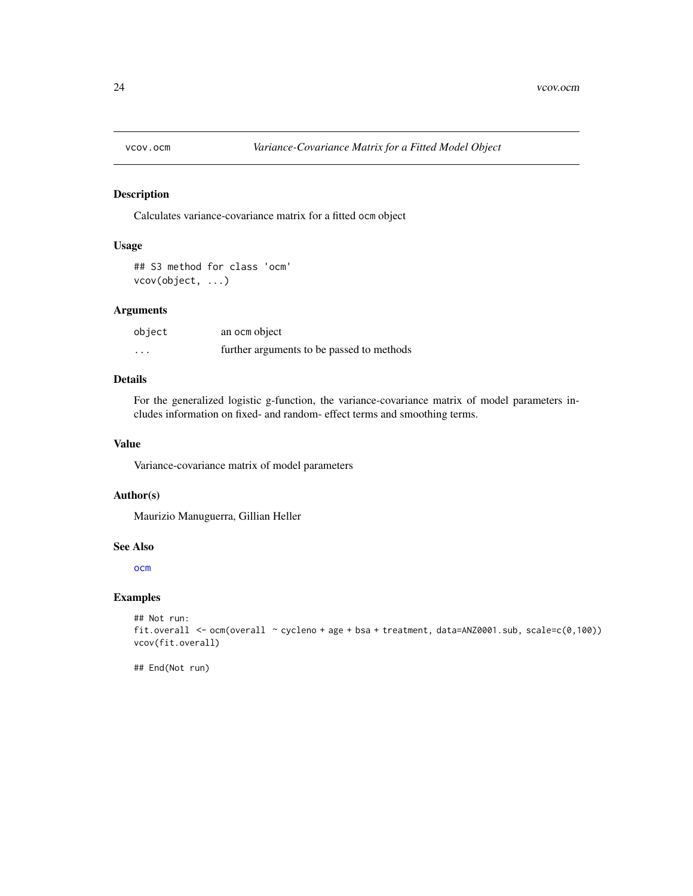# vcov.ocm — *Variance-Covariance Matrix for a Fitted Model Object*

## Description

Calculates variance-covariance matrix for a fitted `ocm` object

## Usage

```
## S3 method for class 'ocm'
vcov(object, ...)
```

## Arguments

| | |
|---|---|
| `object` | an `ocm` object |
| `...` | further arguments to be passed to methods |

## Details

For the generalized logistic g-function, the variance-covariance matrix of model parameters includes information on fixed- and random- effect terms and smoothing terms.

## Value

Variance-covariance matrix of model parameters

## Author(s)

Maurizio Manuguerra, Gillian Heller

## See Also

`ocm`

## Examples

```
## Not run:
fit.overall <- ocm(overall ~ cycleno + age + bsa + treatment, data=ANZ0001.sub, scale=c(0,100))
vcov(fit.overall)

## End(Not run)
```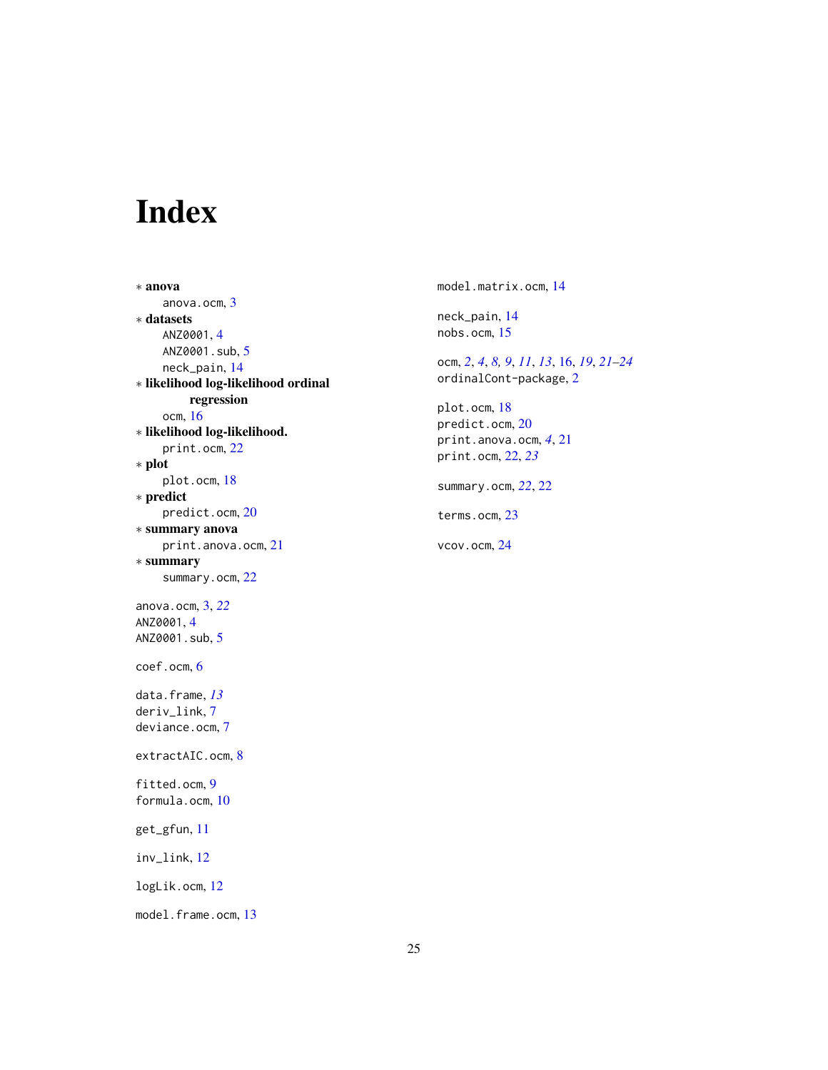# Index

∗ **anova**
  anova.ocm, 3
∗ **datasets**
  ANZ0001, 4
  ANZ0001.sub, 5
  neck_pain, 14
∗ **likelihood log-likelihood ordinal regression**
  ocm, 16
∗ **likelihood log-likelihood.**
  print.ocm, 22
∗ **plot**
  plot.ocm, 18
∗ **predict**
  predict.ocm, 20
∗ **summary anova**
  print.anova.ocm, 21
∗ **summary**
  summary.ocm, 22

anova.ocm, 3, *22*
ANZ0001, 4
ANZ0001.sub, 5

coef.ocm, 6

data.frame, *13*
deriv_link, 7
deviance.ocm, 7

extractAIC.ocm, 8

fitted.ocm, 9
formula.ocm, 10

get_gfun, 11

inv_link, 12

logLik.ocm, 12

model.frame.ocm, 13
model.matrix.ocm, 14

neck_pain, 14
nobs.ocm, 15

ocm, *2*, *4*, *8, 9*, *11*, *13*, 16, *19*, *21–24*
ordinalCont-package, 2

plot.ocm, 18
predict.ocm, 20
print.anova.ocm, *4*, 21
print.ocm, 22, *23*

summary.ocm, *22*, 22

terms.ocm, 23

vcov.ocm, 24